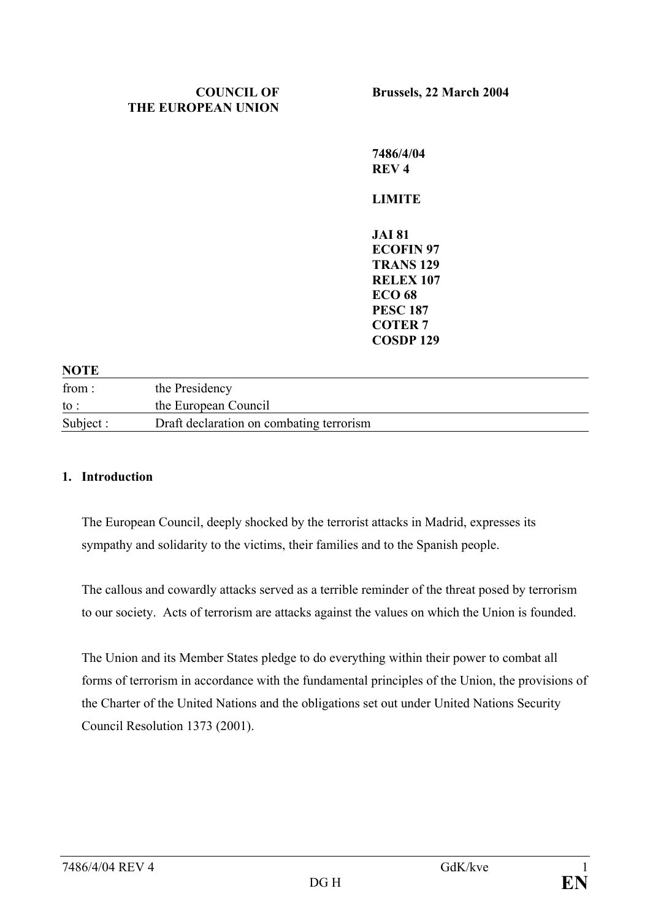**COUNCIL OF THE EUROPEAN UNION**

**Brussels, 22 March 2004**

**7486/4/04 REV 4**

**LIMITE**

**JAI 81**
**ECOFIN 97**
**TRANS 129**
**RELEX 107**
**ECO 68**
**PESC 187**
**COTER 7**
**COSDP 129**

**NOTE**

| | |
|---|---|
| from : | the Presidency |
| to : | the European Council |
| Subject : | Draft declaration on combating terrorism |

## 1. Introduction

The European Council, deeply shocked by the terrorist attacks in Madrid, expresses its sympathy and solidarity to the victims, their families and to the Spanish people.

The callous and cowardly attacks served as a terrible reminder of the threat posed by terrorism to our society. Acts of terrorism are attacks against the values on which the Union is founded.

The Union and its Member States pledge to do everything within their power to combat all forms of terrorism in accordance with the fundamental principles of the Union, the provisions of the Charter of the United Nations and the obligations set out under United Nations Security Council Resolution 1373 (2001).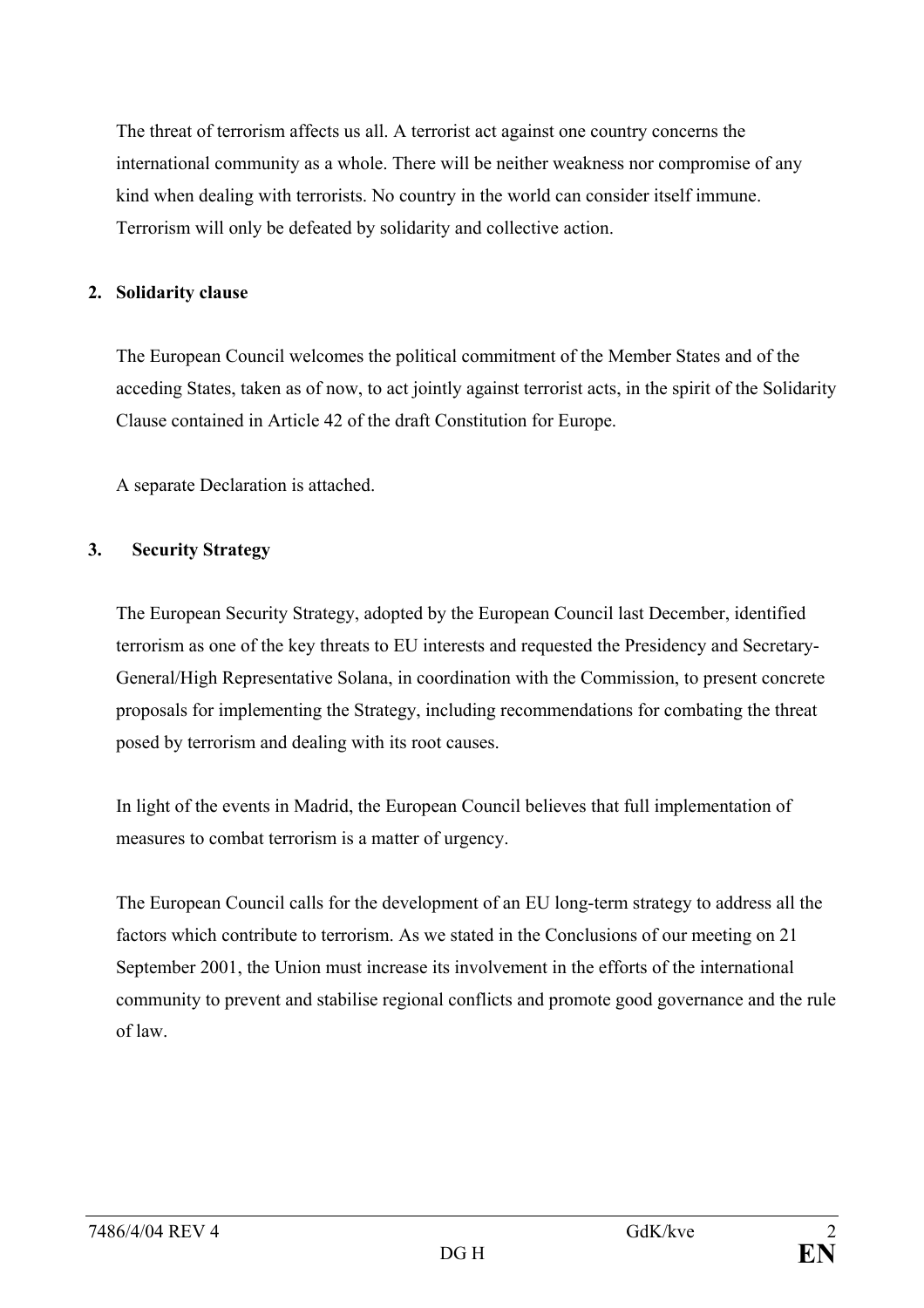The threat of terrorism affects us all. A terrorist act against one country concerns the international community as a whole. There will be neither weakness nor compromise of any kind when dealing with terrorists. No country in the world can consider itself immune. Terrorism will only be defeated by solidarity and collective action.

## 2. Solidarity clause

The European Council welcomes the political commitment of the Member States and of the acceding States, taken as of now, to act jointly against terrorist acts, in the spirit of the Solidarity Clause contained in Article 42 of the draft Constitution for Europe.

A separate Declaration is attached.

## 3. Security Strategy

The European Security Strategy, adopted by the European Council last December, identified terrorism as one of the key threats to EU interests and requested the Presidency and Secretary-General/High Representative Solana, in coordination with the Commission, to present concrete proposals for implementing the Strategy, including recommendations for combating the threat posed by terrorism and dealing with its root causes.

In light of the events in Madrid, the European Council believes that full implementation of measures to combat terrorism is a matter of urgency.

The European Council calls for the development of an EU long-term strategy to address all the factors which contribute to terrorism. As we stated in the Conclusions of our meeting on 21 September 2001, the Union must increase its involvement in the efforts of the international community to prevent and stabilise regional conflicts and promote good governance and the rule of law.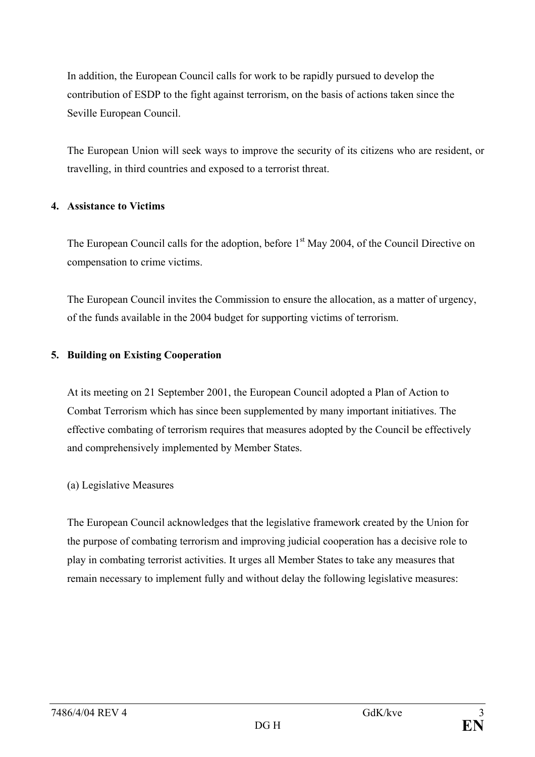In addition, the European Council calls for work to be rapidly pursued to develop the contribution of ESDP to the fight against terrorism, on the basis of actions taken since the Seville European Council.

The European Union will seek ways to improve the security of its citizens who are resident, or travelling, in third countries and exposed to a terrorist threat.

## 4. Assistance to Victims

The European Council calls for the adoption, before 1st May 2004, of the Council Directive on compensation to crime victims.

The European Council invites the Commission to ensure the allocation, as a matter of urgency, of the funds available in the 2004 budget for supporting victims of terrorism.

## 5. Building on Existing Cooperation

At its meeting on 21 September 2001, the European Council adopted a Plan of Action to Combat Terrorism which has since been supplemented by many important initiatives. The effective combating of terrorism requires that measures adopted by the Council be effectively and comprehensively implemented by Member States.

(a) Legislative Measures

The European Council acknowledges that the legislative framework created by the Union for the purpose of combating terrorism and improving judicial cooperation has a decisive role to play in combating terrorist activities. It urges all Member States to take any measures that remain necessary to implement fully and without delay the following legislative measures: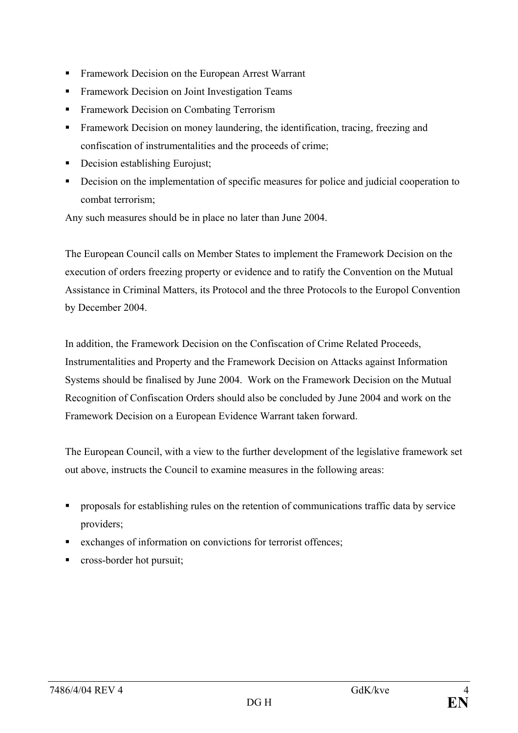- Framework Decision on the European Arrest Warrant
- Framework Decision on Joint Investigation Teams
- Framework Decision on Combating Terrorism
- Framework Decision on money laundering, the identification, tracing, freezing and confiscation of instrumentalities and the proceeds of crime;
- Decision establishing Eurojust;
- Decision on the implementation of specific measures for police and judicial cooperation to combat terrorism;

Any such measures should be in place no later than June 2004.

The European Council calls on Member States to implement the Framework Decision on the execution of orders freezing property or evidence and to ratify the Convention on the Mutual Assistance in Criminal Matters, its Protocol and the three Protocols to the Europol Convention by December 2004.

In addition, the Framework Decision on the Confiscation of Crime Related Proceeds, Instrumentalities and Property and the Framework Decision on Attacks against Information Systems should be finalised by June 2004. Work on the Framework Decision on the Mutual Recognition of Confiscation Orders should also be concluded by June 2004 and work on the Framework Decision on a European Evidence Warrant taken forward.

The European Council, with a view to the further development of the legislative framework set out above, instructs the Council to examine measures in the following areas:

- proposals for establishing rules on the retention of communications traffic data by service providers;
- exchanges of information on convictions for terrorist offences;
- cross-border hot pursuit;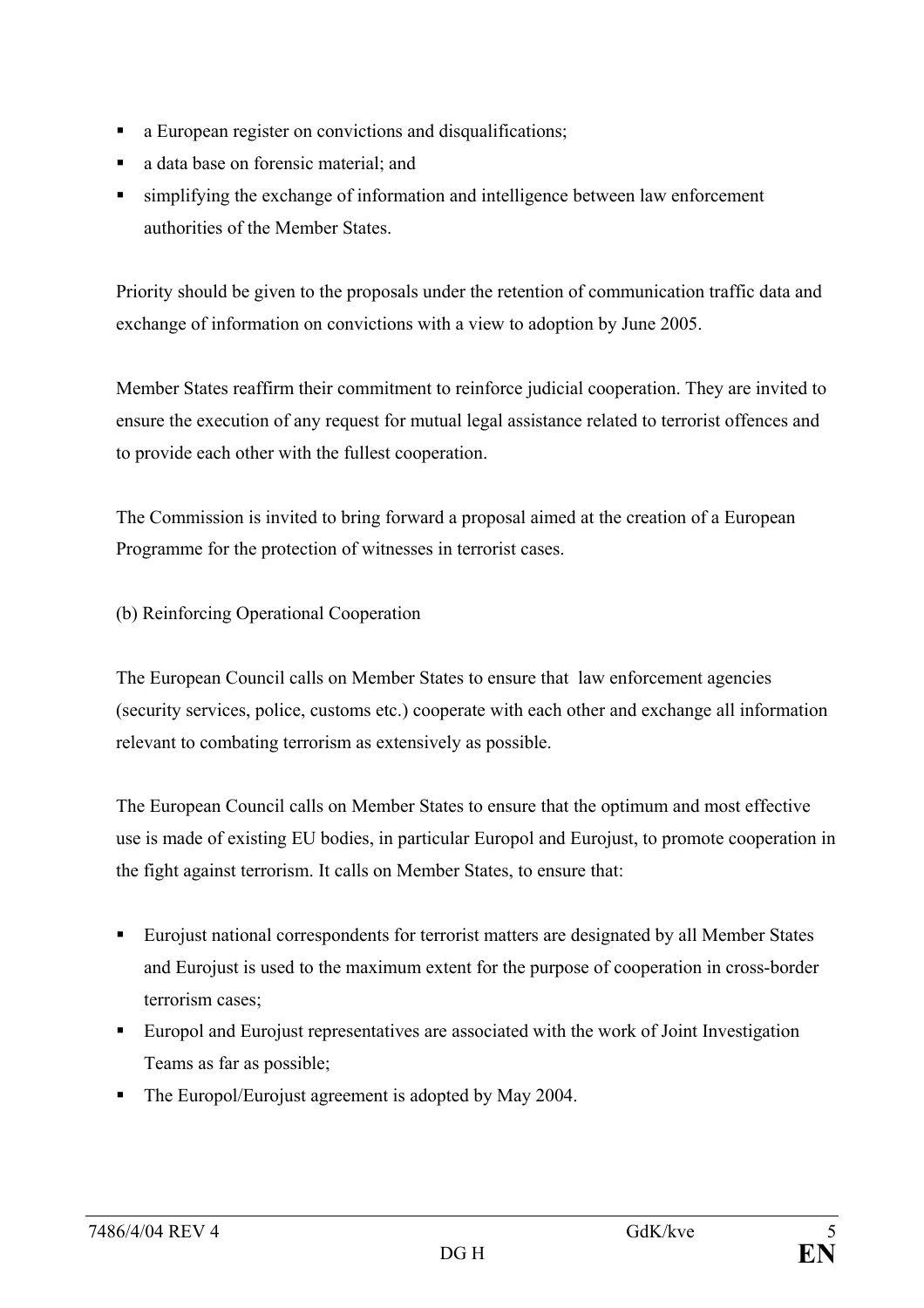- a European register on convictions and disqualifications;
- a data base on forensic material; and
- simplifying the exchange of information and intelligence between law enforcement authorities of the Member States.

Priority should be given to the proposals under the retention of communication traffic data and exchange of information on convictions with a view to adoption by June 2005.

Member States reaffirm their commitment to reinforce judicial cooperation. They are invited to ensure the execution of any request for mutual legal assistance related to terrorist offences and to provide each other with the fullest cooperation.

The Commission is invited to bring forward a proposal aimed at the creation of a European Programme for the protection of witnesses in terrorist cases.

(b) Reinforcing Operational Cooperation

The European Council calls on Member States to ensure that law enforcement agencies (security services, police, customs etc.) cooperate with each other and exchange all information relevant to combating terrorism as extensively as possible.

The European Council calls on Member States to ensure that the optimum and most effective use is made of existing EU bodies, in particular Europol and Eurojust, to promote cooperation in the fight against terrorism. It calls on Member States, to ensure that:

- Eurojust national correspondents for terrorist matters are designated by all Member States and Eurojust is used to the maximum extent for the purpose of cooperation in cross-border terrorism cases;
- Europol and Eurojust representatives are associated with the work of Joint Investigation Teams as far as possible;
- The Europol/Eurojust agreement is adopted by May 2004.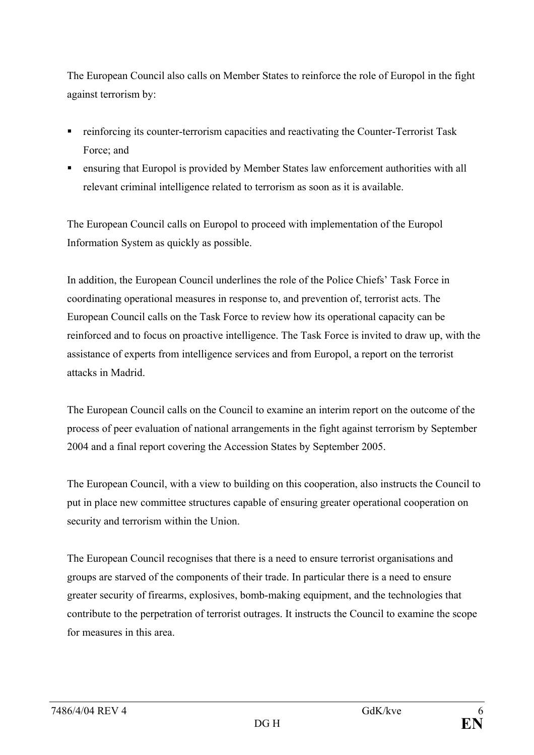The European Council also calls on Member States to reinforce the role of Europol in the fight against terrorism by:

- reinforcing its counter-terrorism capacities and reactivating the Counter-Terrorist Task Force; and
- ensuring that Europol is provided by Member States law enforcement authorities with all relevant criminal intelligence related to terrorism as soon as it is available.

The European Council calls on Europol to proceed with implementation of the Europol Information System as quickly as possible.

In addition, the European Council underlines the role of the Police Chiefs' Task Force in coordinating operational measures in response to, and prevention of, terrorist acts. The European Council calls on the Task Force to review how its operational capacity can be reinforced and to focus on proactive intelligence. The Task Force is invited to draw up, with the assistance of experts from intelligence services and from Europol, a report on the terrorist attacks in Madrid.

The European Council calls on the Council to examine an interim report on the outcome of the process of peer evaluation of national arrangements in the fight against terrorism by September 2004 and a final report covering the Accession States by September 2005.

The European Council, with a view to building on this cooperation, also instructs the Council to put in place new committee structures capable of ensuring greater operational cooperation on security and terrorism within the Union.

The European Council recognises that there is a need to ensure terrorist organisations and groups are starved of the components of their trade. In particular there is a need to ensure greater security of firearms, explosives, bomb-making equipment, and the technologies that contribute to the perpetration of terrorist outrages. It instructs the Council to examine the scope for measures in this area.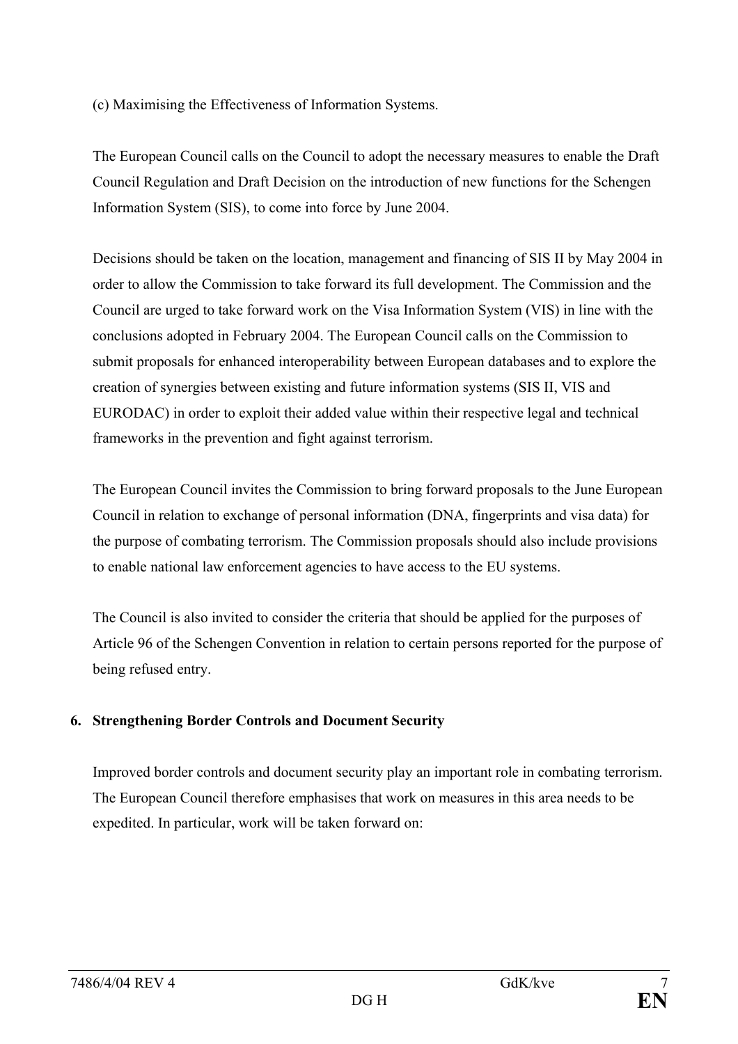(c) Maximising the Effectiveness of Information Systems.

The European Council calls on the Council to adopt the necessary measures to enable the Draft Council Regulation and Draft Decision on the introduction of new functions for the Schengen Information System (SIS), to come into force by June 2004.

Decisions should be taken on the location, management and financing of SIS II by May 2004 in order to allow the Commission to take forward its full development. The Commission and the Council are urged to take forward work on the Visa Information System (VIS) in line with the conclusions adopted in February 2004. The European Council calls on the Commission to submit proposals for enhanced interoperability between European databases and to explore the creation of synergies between existing and future information systems (SIS II, VIS and EURODAC) in order to exploit their added value within their respective legal and technical frameworks in the prevention and fight against terrorism.

The European Council invites the Commission to bring forward proposals to the June European Council in relation to exchange of personal information (DNA, fingerprints and visa data) for the purpose of combating terrorism. The Commission proposals should also include provisions to enable national law enforcement agencies to have access to the EU systems.

The Council is also invited to consider the criteria that should be applied for the purposes of Article 96 of the Schengen Convention in relation to certain persons reported for the purpose of being refused entry.

**6. Strengthening Border Controls and Document Security**

Improved border controls and document security play an important role in combating terrorism. The European Council therefore emphasises that work on measures in this area needs to be expedited. In particular, work will be taken forward on: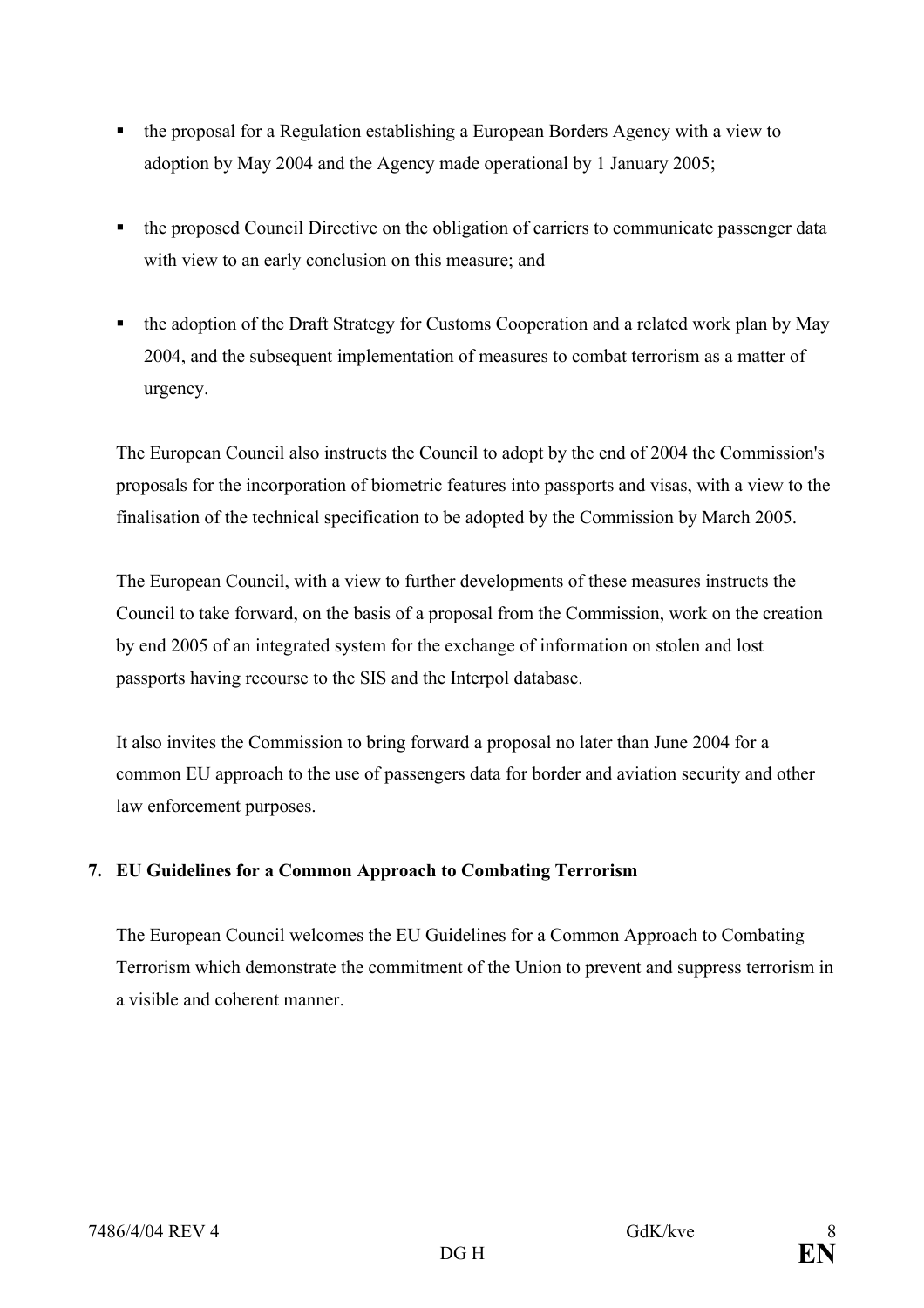- the proposal for a Regulation establishing a European Borders Agency with a view to adoption by May 2004 and the Agency made operational by 1 January 2005;

- the proposed Council Directive on the obligation of carriers to communicate passenger data with view to an early conclusion on this measure; and

- the adoption of the Draft Strategy for Customs Cooperation and a related work plan by May 2004, and the subsequent implementation of measures to combat terrorism as a matter of urgency.

The European Council also instructs the Council to adopt by the end of 2004 the Commission's proposals for the incorporation of biometric features into passports and visas, with a view to the finalisation of the technical specification to be adopted by the Commission by March 2005.

The European Council, with a view to further developments of these measures instructs the Council to take forward, on the basis of a proposal from the Commission, work on the creation by end 2005 of an integrated system for the exchange of information on stolen and lost passports having recourse to the SIS and the Interpol database.

It also invites the Commission to bring forward a proposal no later than June 2004 for a common EU approach to the use of passengers data for border and aviation security and other law enforcement purposes.

**7. EU Guidelines for a Common Approach to Combating Terrorism**

The European Council welcomes the EU Guidelines for a Common Approach to Combating Terrorism which demonstrate the commitment of the Union to prevent and suppress terrorism in a visible and coherent manner.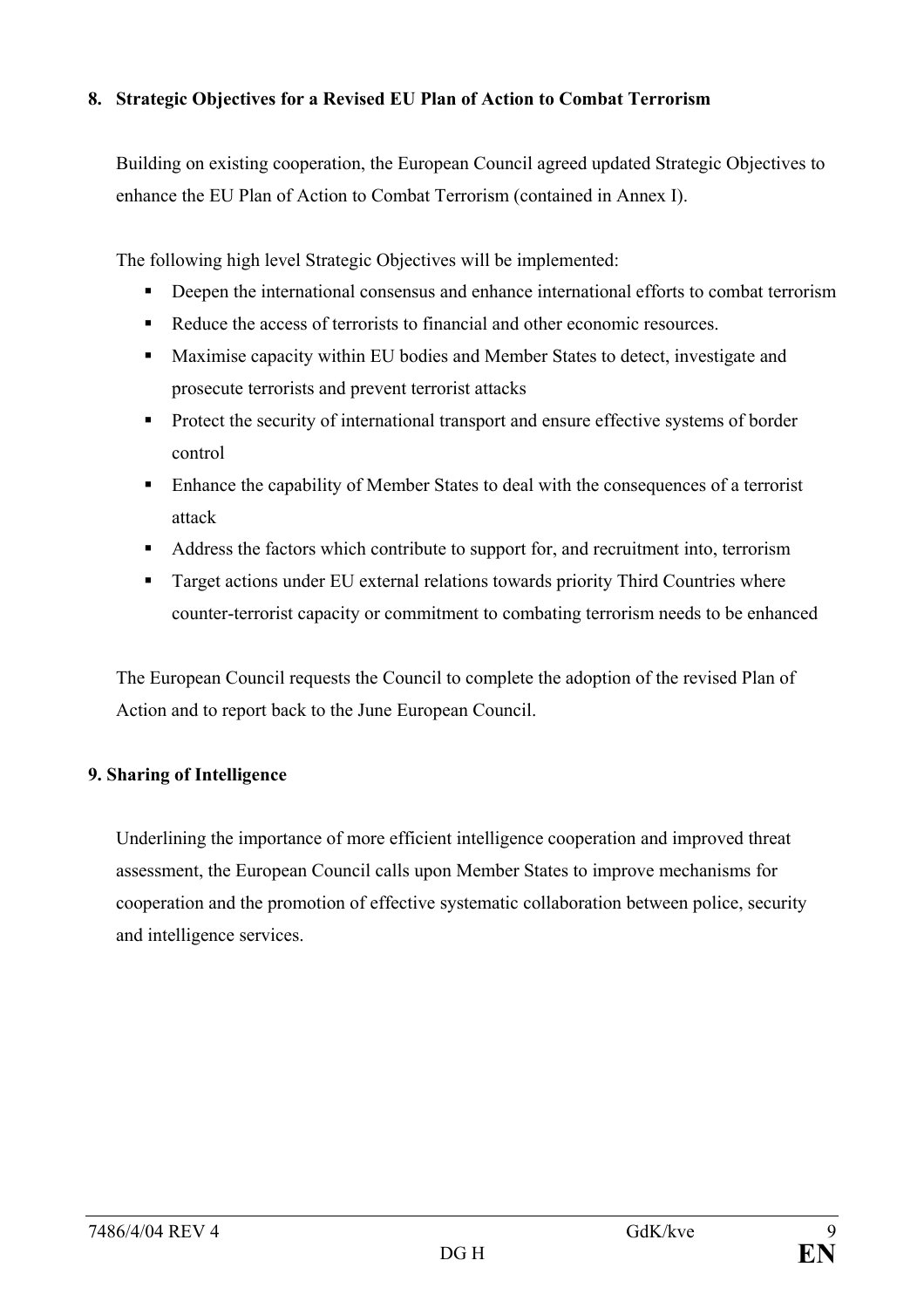## 8. Strategic Objectives for a Revised EU Plan of Action to Combat Terrorism

Building on existing cooperation, the European Council agreed updated Strategic Objectives to enhance the EU Plan of Action to Combat Terrorism (contained in Annex I).

The following high level Strategic Objectives will be implemented:

- Deepen the international consensus and enhance international efforts to combat terrorism
- Reduce the access of terrorists to financial and other economic resources.
- Maximise capacity within EU bodies and Member States to detect, investigate and prosecute terrorists and prevent terrorist attacks
- Protect the security of international transport and ensure effective systems of border control
- Enhance the capability of Member States to deal with the consequences of a terrorist attack
- Address the factors which contribute to support for, and recruitment into, terrorism
- Target actions under EU external relations towards priority Third Countries where counter-terrorist capacity or commitment to combating terrorism needs to be enhanced

The European Council requests the Council to complete the adoption of the revised Plan of Action and to report back to the June European Council.

## 9. Sharing of Intelligence

Underlining the importance of more efficient intelligence cooperation and improved threat assessment, the European Council calls upon Member States to improve mechanisms for cooperation and the promotion of effective systematic collaboration between police, security and intelligence services.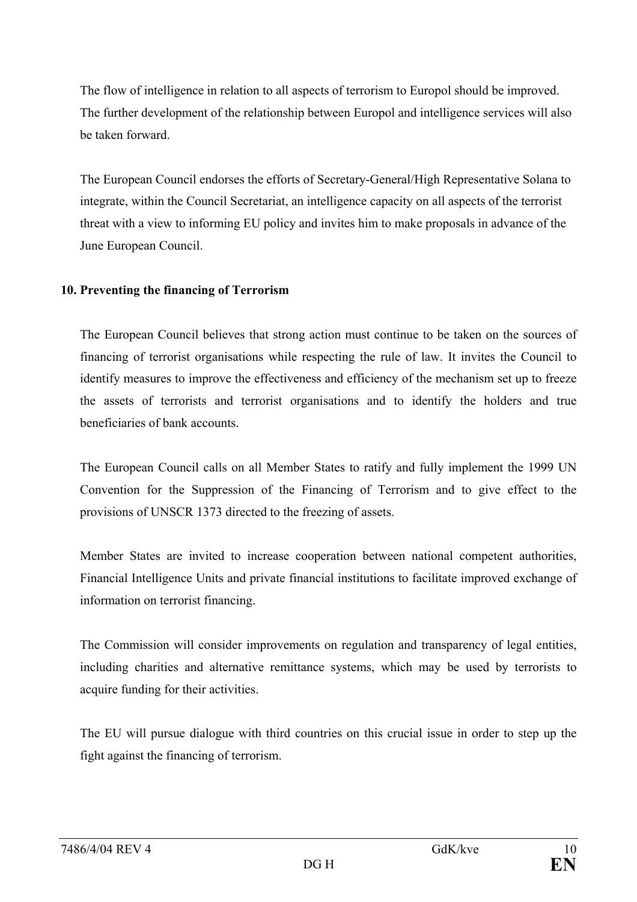The flow of intelligence in relation to all aspects of terrorism to Europol should be improved. The further development of the relationship between Europol and intelligence services will also be taken forward.

The European Council endorses the efforts of Secretary-General/High Representative Solana to integrate, within the Council Secretariat, an intelligence capacity on all aspects of the terrorist threat with a view to informing EU policy and invites him to make proposals in advance of the June European Council.

**10. Preventing the financing of Terrorism**

The European Council believes that strong action must continue to be taken on the sources of financing of terrorist organisations while respecting the rule of law. It invites the Council to identify measures to improve the effectiveness and efficiency of the mechanism set up to freeze the assets of terrorists and terrorist organisations and to identify the holders and true beneficiaries of bank accounts.

The European Council calls on all Member States to ratify and fully implement the 1999 UN Convention for the Suppression of the Financing of Terrorism and to give effect to the provisions of UNSCR 1373 directed to the freezing of assets.

Member States are invited to increase cooperation between national competent authorities, Financial Intelligence Units and private financial institutions to facilitate improved exchange of information on terrorist financing.

The Commission will consider improvements on regulation and transparency of legal entities, including charities and alternative remittance systems, which may be used by terrorists to acquire funding for their activities.

The EU will pursue dialogue with third countries on this crucial issue in order to step up the fight against the financing of terrorism.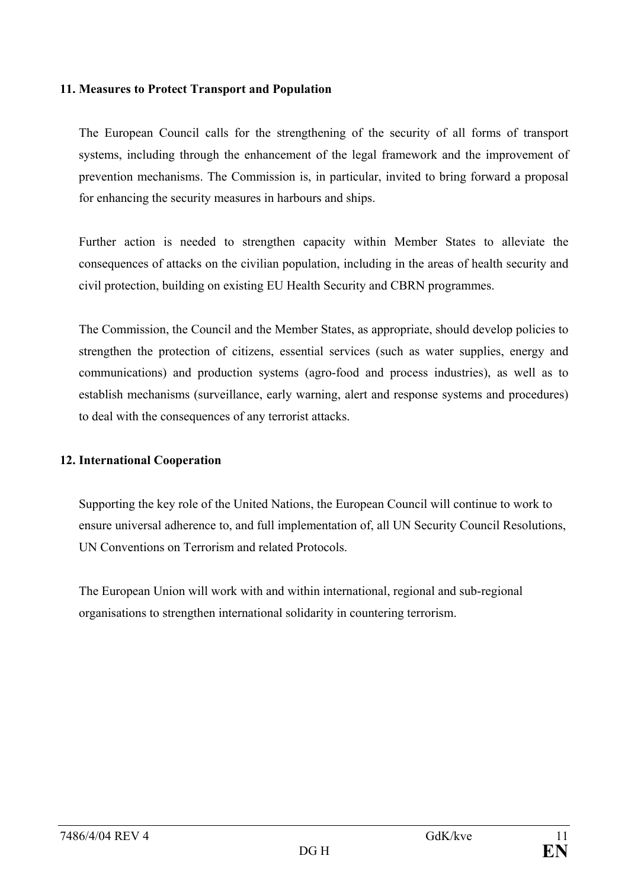**11. Measures to Protect Transport and Population**

The European Council calls for the strengthening of the security of all forms of transport systems, including through the enhancement of the legal framework and the improvement of prevention mechanisms. The Commission is, in particular, invited to bring forward a proposal for enhancing the security measures in harbours and ships.

Further action is needed to strengthen capacity within Member States to alleviate the consequences of attacks on the civilian population, including in the areas of health security and civil protection, building on existing EU Health Security and CBRN programmes.

The Commission, the Council and the Member States, as appropriate, should develop policies to strengthen the protection of citizens, essential services (such as water supplies, energy and communications) and production systems (agro-food and process industries), as well as to establish mechanisms (surveillance, early warning, alert and response systems and procedures) to deal with the consequences of any terrorist attacks.

**12. International Cooperation**

Supporting the key role of the United Nations, the European Council will continue to work to ensure universal adherence to, and full implementation of, all UN Security Council Resolutions, UN Conventions on Terrorism and related Protocols.

The European Union will work with and within international, regional and sub-regional organisations to strengthen international solidarity in countering terrorism.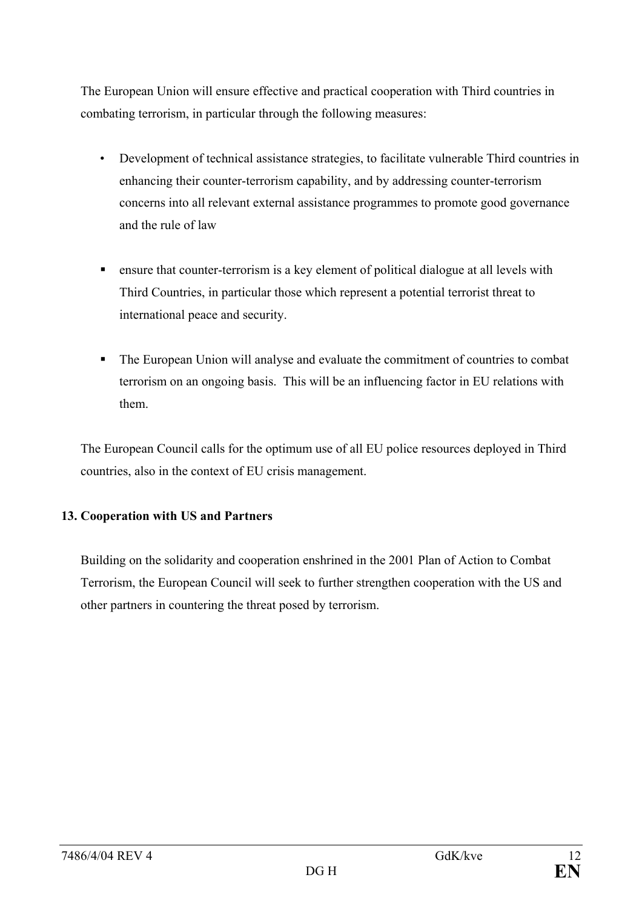The European Union will ensure effective and practical cooperation with Third countries in combating terrorism, in particular through the following measures:

- Development of technical assistance strategies, to facilitate vulnerable Third countries in enhancing their counter-terrorism capability, and by addressing counter-terrorism concerns into all relevant external assistance programmes to promote good governance and the rule of law

- ensure that counter-terrorism is a key element of political dialogue at all levels with Third Countries, in particular those which represent a potential terrorist threat to international peace and security.

- The European Union will analyse and evaluate the commitment of countries to combat terrorism on an ongoing basis. This will be an influencing factor in EU relations with them.

The European Council calls for the optimum use of all EU police resources deployed in Third countries, also in the context of EU crisis management.

**13. Cooperation with US and Partners**

Building on the solidarity and cooperation enshrined in the 2001 Plan of Action to Combat Terrorism, the European Council will seek to further strengthen cooperation with the US and other partners in countering the threat posed by terrorism.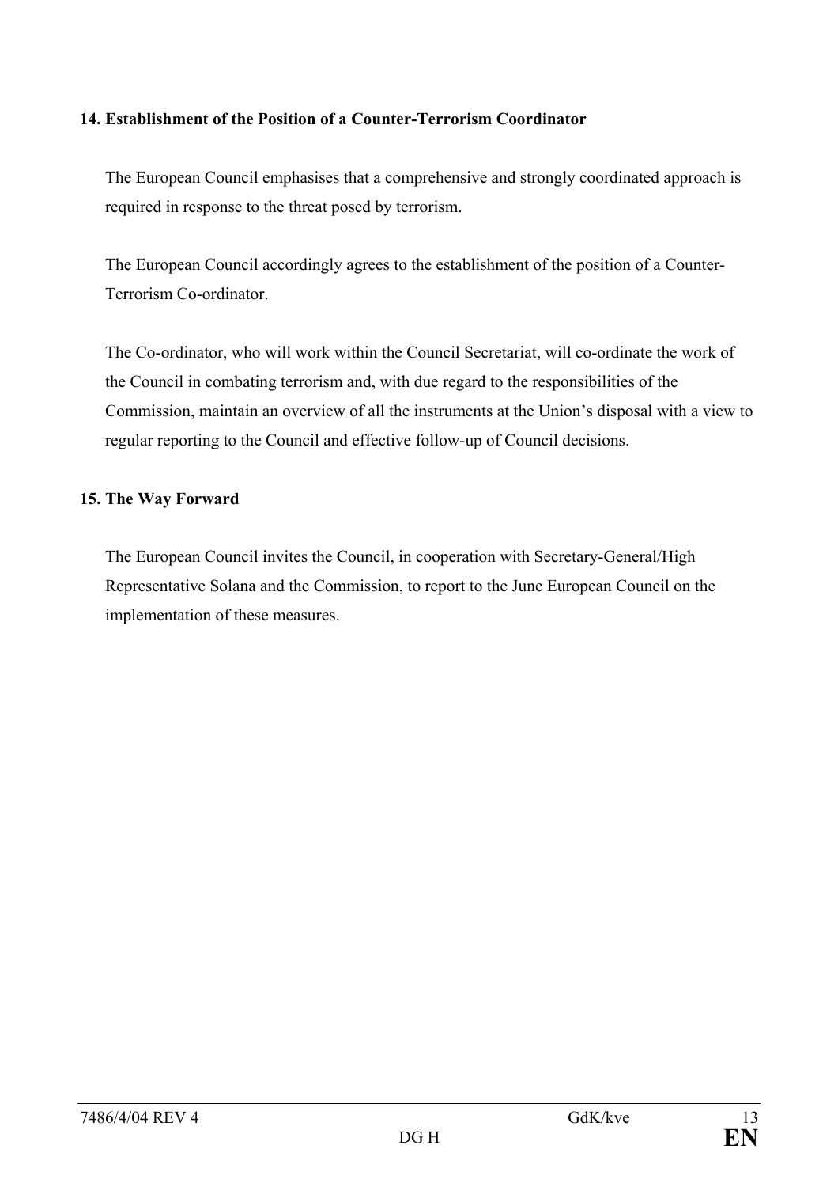**14. Establishment of the Position of a Counter-Terrorism Coordinator**

The European Council emphasises that a comprehensive and strongly coordinated approach is required in response to the threat posed by terrorism.

The European Council accordingly agrees to the establishment of the position of a Counter-Terrorism Co-ordinator.

The Co-ordinator, who will work within the Council Secretariat, will co-ordinate the work of the Council in combating terrorism and, with due regard to the responsibilities of the Commission, maintain an overview of all the instruments at the Union's disposal with a view to regular reporting to the Council and effective follow-up of Council decisions.

**15. The Way Forward**

The European Council invites the Council, in cooperation with Secretary-General/High Representative Solana and the Commission, to report to the June European Council on the implementation of these measures.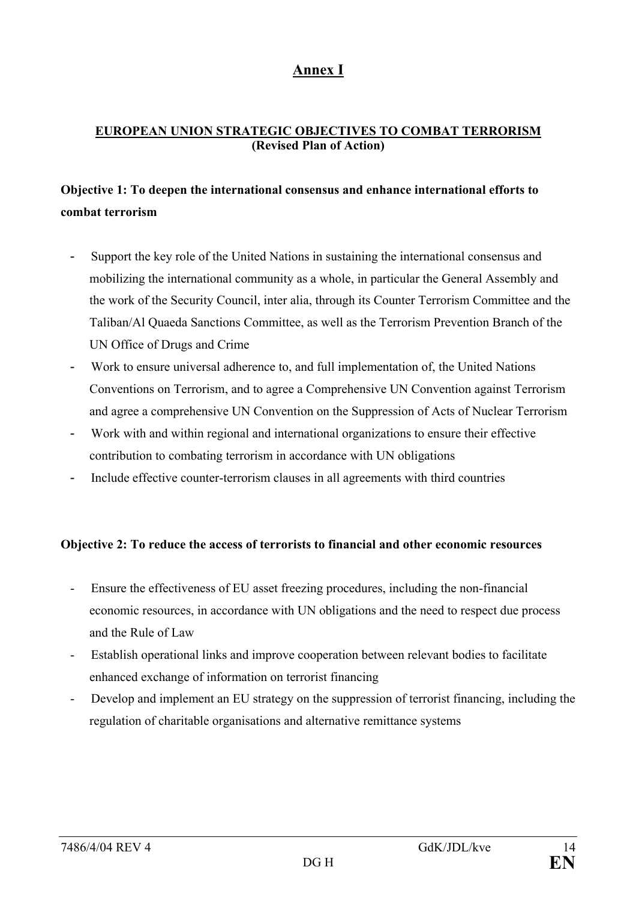# Annex I

**EUROPEAN UNION STRATEGIC OBJECTIVES TO COMBAT TERRORISM**
**(Revised Plan of Action)**

**Objective 1: To deepen the international consensus and enhance international efforts to combat terrorism**

- Support the key role of the United Nations in sustaining the international consensus and mobilizing the international community as a whole, in particular the General Assembly and the work of the Security Council, inter alia, through its Counter Terrorism Committee and the Taliban/Al Quaeda Sanctions Committee, as well as the Terrorism Prevention Branch of the UN Office of Drugs and Crime
- Work to ensure universal adherence to, and full implementation of, the United Nations Conventions on Terrorism, and to agree a Comprehensive UN Convention against Terrorism and agree a comprehensive UN Convention on the Suppression of Acts of Nuclear Terrorism
- Work with and within regional and international organizations to ensure their effective contribution to combating terrorism in accordance with UN obligations
- Include effective counter-terrorism clauses in all agreements with third countries

**Objective 2: To reduce the access of terrorists to financial and other economic resources**

- Ensure the effectiveness of EU asset freezing procedures, including the non-financial economic resources, in accordance with UN obligations and the need to respect due process and the Rule of Law
- Establish operational links and improve cooperation between relevant bodies to facilitate enhanced exchange of information on terrorist financing
- Develop and implement an EU strategy on the suppression of terrorist financing, including the regulation of charitable organisations and alternative remittance systems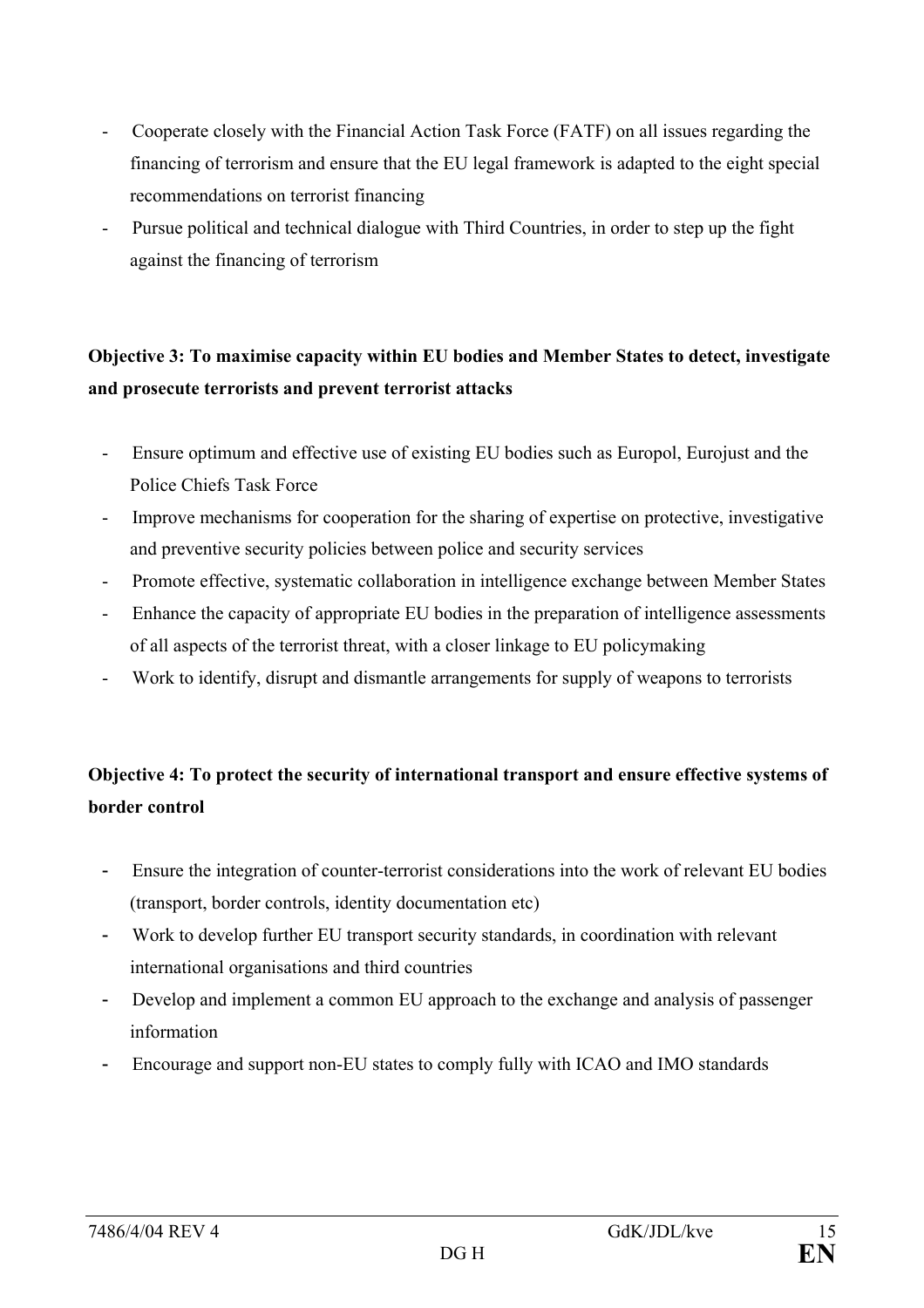- Cooperate closely with the Financial Action Task Force (FATF) on all issues regarding the financing of terrorism and ensure that the EU legal framework is adapted to the eight special recommendations on terrorist financing
- Pursue political and technical dialogue with Third Countries, in order to step up the fight against the financing of terrorism

**Objective 3: To maximise capacity within EU bodies and Member States to detect, investigate and prosecute terrorists and prevent terrorist attacks**

- Ensure optimum and effective use of existing EU bodies such as Europol, Eurojust and the Police Chiefs Task Force
- Improve mechanisms for cooperation for the sharing of expertise on protective, investigative and preventive security policies between police and security services
- Promote effective, systematic collaboration in intelligence exchange between Member States
- Enhance the capacity of appropriate EU bodies in the preparation of intelligence assessments of all aspects of the terrorist threat, with a closer linkage to EU policymaking
- Work to identify, disrupt and dismantle arrangements for supply of weapons to terrorists

**Objective 4: To protect the security of international transport and ensure effective systems of border control**

- Ensure the integration of counter-terrorist considerations into the work of relevant EU bodies (transport, border controls, identity documentation etc)
- Work to develop further EU transport security standards, in coordination with relevant international organisations and third countries
- Develop and implement a common EU approach to the exchange and analysis of passenger information
- Encourage and support non-EU states to comply fully with ICAO and IMO standards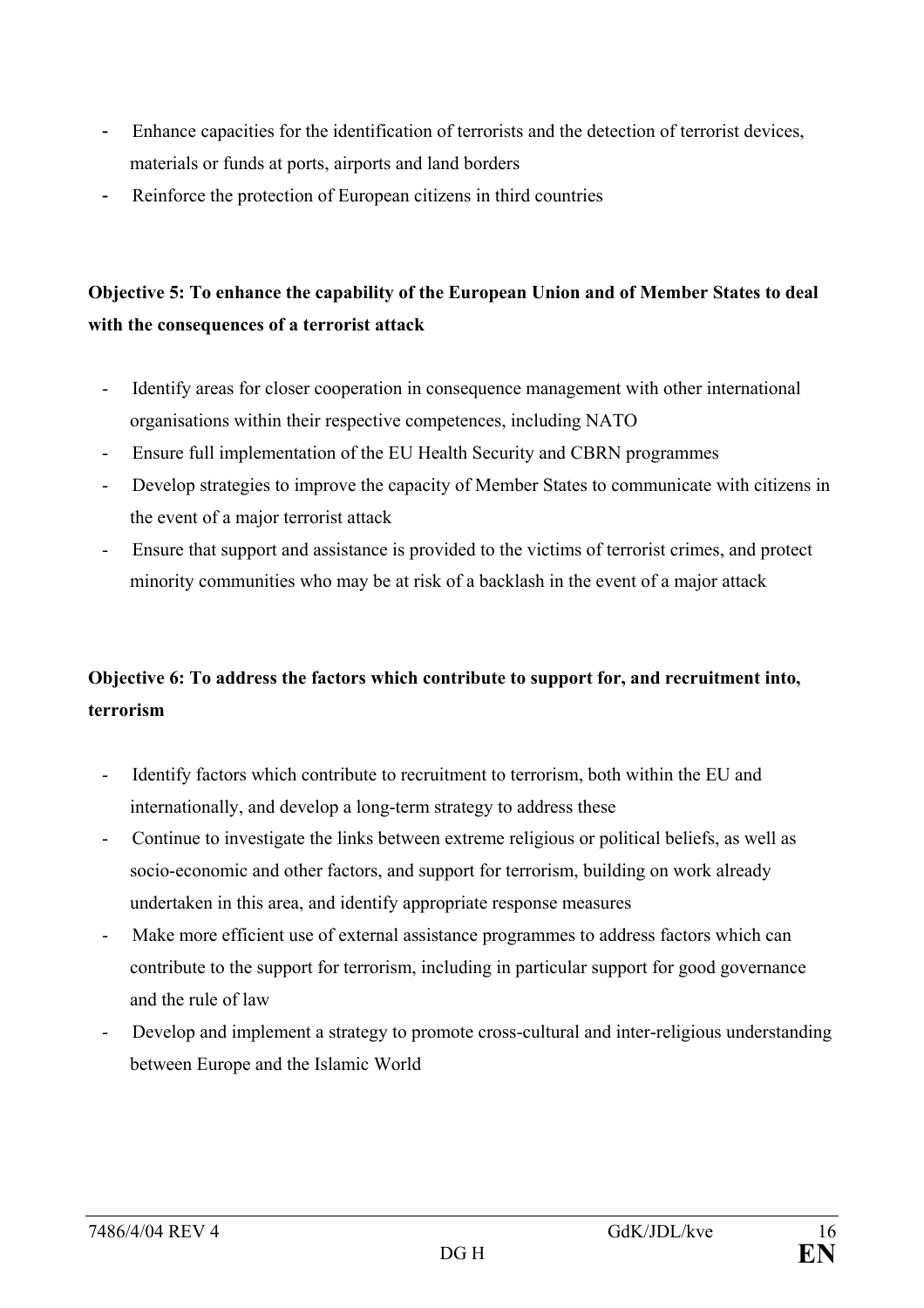- Enhance capacities for the identification of terrorists and the detection of terrorist devices, materials or funds at ports, airports and land borders
- Reinforce the protection of European citizens in third countries

**Objective 5: To enhance the capability of the European Union and of Member States to deal with the consequences of a terrorist attack**

- Identify areas for closer cooperation in consequence management with other international organisations within their respective competences, including NATO
- Ensure full implementation of the EU Health Security and CBRN programmes
- Develop strategies to improve the capacity of Member States to communicate with citizens in the event of a major terrorist attack
- Ensure that support and assistance is provided to the victims of terrorist crimes, and protect minority communities who may be at risk of a backlash in the event of a major attack

**Objective 6: To address the factors which contribute to support for, and recruitment into, terrorism**

- Identify factors which contribute to recruitment to terrorism, both within the EU and internationally, and develop a long-term strategy to address these
- Continue to investigate the links between extreme religious or political beliefs, as well as socio-economic and other factors, and support for terrorism, building on work already undertaken in this area, and identify appropriate response measures
- Make more efficient use of external assistance programmes to address factors which can contribute to the support for terrorism, including in particular support for good governance and the rule of law
- Develop and implement a strategy to promote cross-cultural and inter-religious understanding between Europe and the Islamic World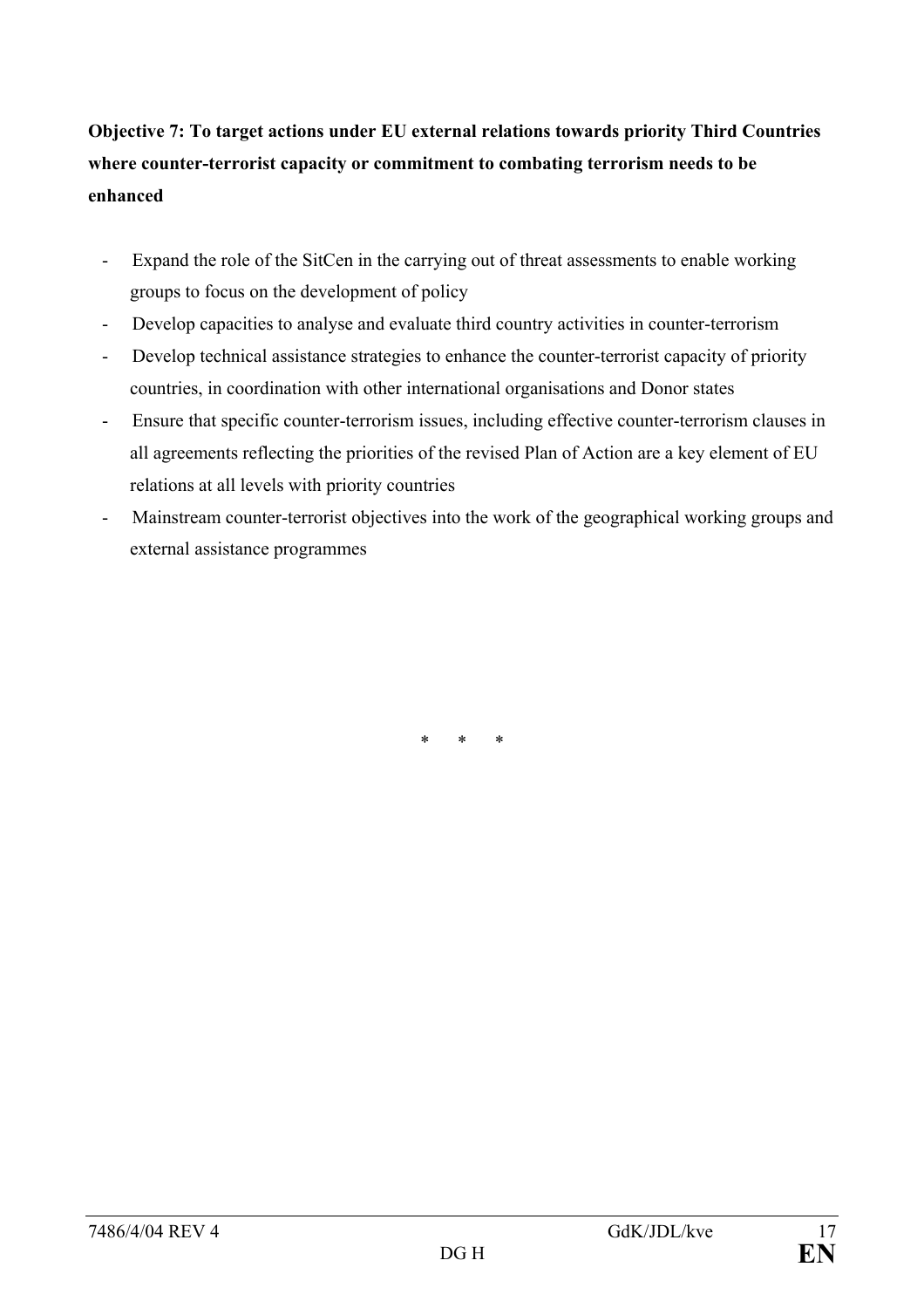**Objective 7: To target actions under EU external relations towards priority Third Countries where counter-terrorist capacity or commitment to combating terrorism needs to be enhanced**

- Expand the role of the SitCen in the carrying out of threat assessments to enable working groups to focus on the development of policy
- Develop capacities to analyse and evaluate third country activities in counter-terrorism
- Develop technical assistance strategies to enhance the counter-terrorist capacity of priority countries, in coordination with other international organisations and Donor states
- Ensure that specific counter-terrorism issues, including effective counter-terrorism clauses in all agreements reflecting the priorities of the revised Plan of Action are a key element of EU relations at all levels with priority countries
- Mainstream counter-terrorist objectives into the work of the geographical working groups and external assistance programmes

\* \* \*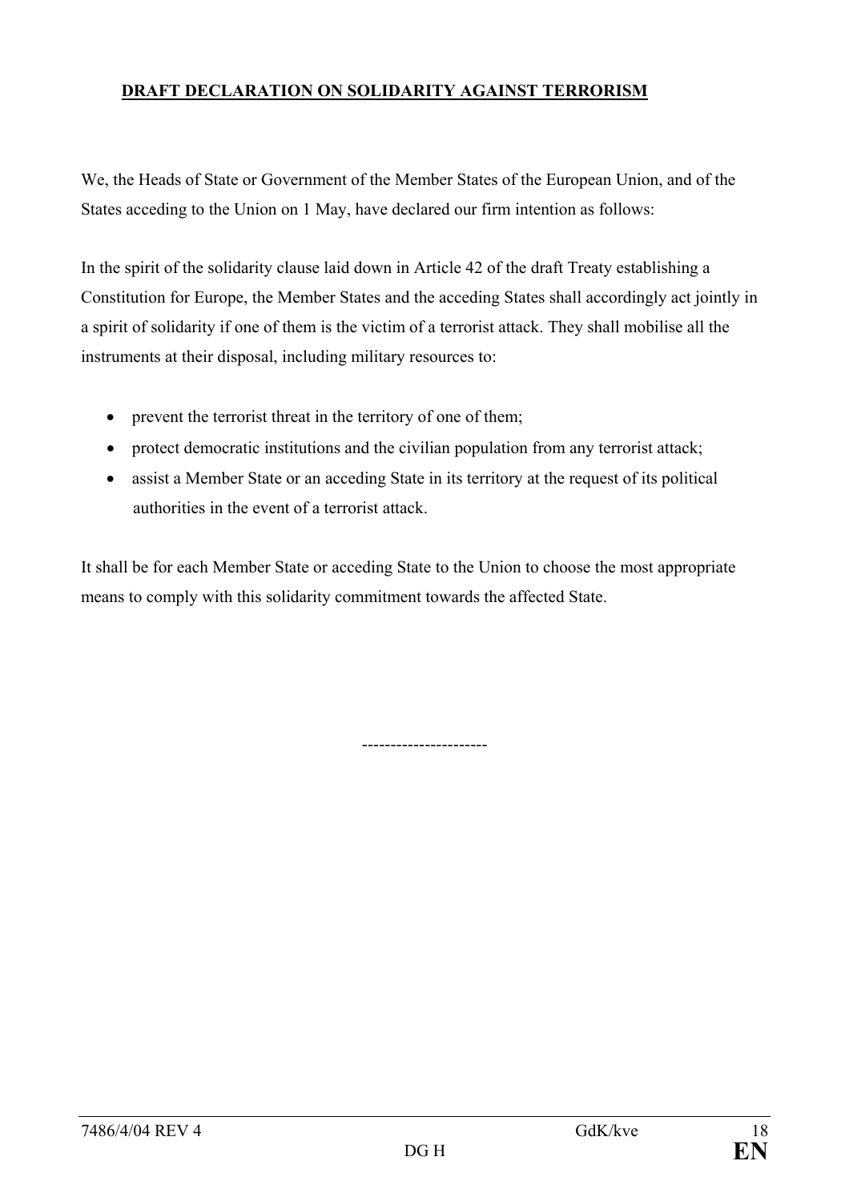## **DRAFT DECLARATION ON SOLIDARITY AGAINST TERRORISM**

We, the Heads of State or Government of the Member States of the European Union, and of the States acceding to the Union on 1 May, have declared our firm intention as follows:

In the spirit of the solidarity clause laid down in Article 42 of the draft Treaty establishing a Constitution for Europe, the Member States and the acceding States shall accordingly act jointly in a spirit of solidarity if one of them is the victim of a terrorist attack. They shall mobilise all the instruments at their disposal, including military resources to:

- prevent the terrorist threat in the territory of one of them;
- protect democratic institutions and the civilian population from any terrorist attack;
- assist a Member State or an acceding State in its territory at the request of its political authorities in the event of a terrorist attack.

It shall be for each Member State or acceding State to the Union to choose the most appropriate means to comply with this solidarity commitment towards the affected State.

---------------------